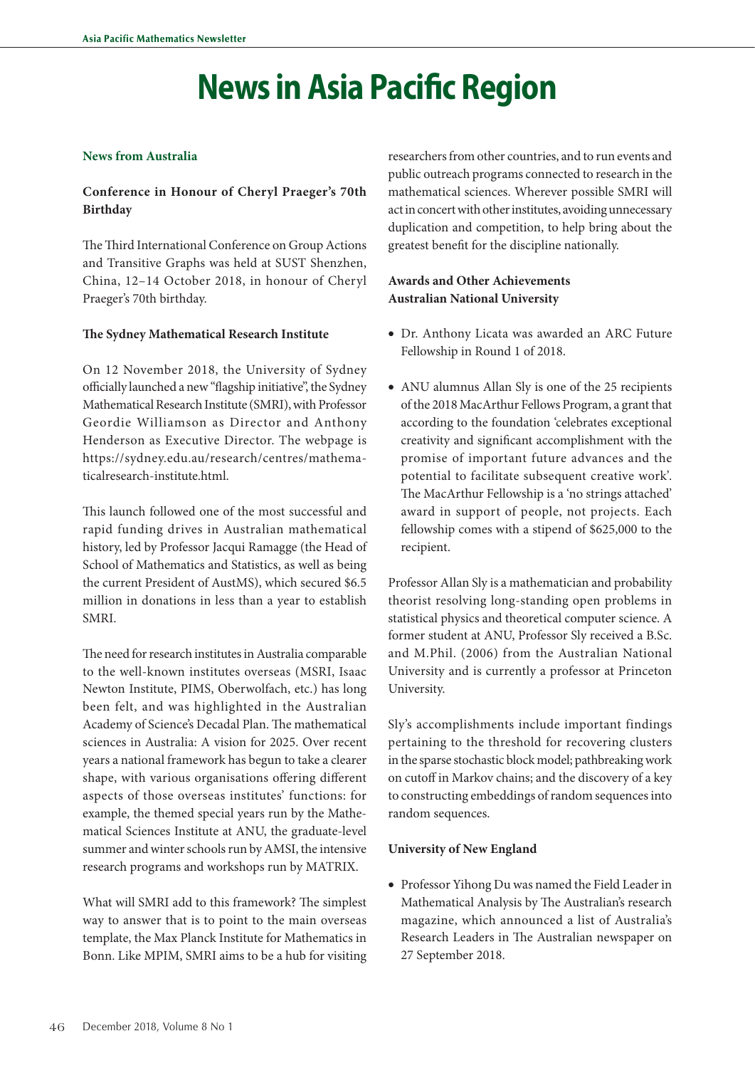# News in Asia Pacific Region

## News from Australia

### Conference in Honour of Cheryl Praeger's 70th Birthday

The Third International Conference on Group Actions and Transitive Graphs was held at SUST Shenzhen, China, 12–14 October 2018, in honour of Cheryl Praeger's 70th birthday.

### The Sydney Mathematical Research Institute

On 12 November 2018, the University of Sydney officially launched a new "flagship initiative", the Sydney Mathematical Research Institute (SMRI), with Professor Geordie Williamson as Director and Anthony Henderson as Executive Director. The webpage is https://sydney.edu.au/research/centres/mathematicalresearch-institute.html.

This launch followed one of the most successful and rapid funding drives in Australian mathematical history, led by Professor Jacqui Ramagge (the Head of School of Mathematics and Statistics, as well as being the current President of AustMS), which secured $6.5 million in donations in less than a year to establish SMRI.

The need for research institutes in Australia comparable to the well-known institutes overseas (MSRI, Isaac Newton Institute, PIMS, Oberwolfach, etc.) has long been felt, and was highlighted in the Australian Academy of Science's Decadal Plan. The mathematical sciences in Australia: A vision for 2025. Over recent years a national framework has begun to take a clearer shape, with various organisations offering different aspects of those overseas institutes' functions: for example, the themed special years run by the Mathematical Sciences Institute at ANU, the graduate-level summer and winter schools run by AMSI, the intensive research programs and workshops run by MATRIX.

What will SMRI add to this framework? The simplest way to answer that is to point to the main overseas template, the Max Planck Institute for Mathematics in Bonn. Like MPIM, SMRI aims to be a hub for visiting researchers from other countries, and to run events and public outreach programs connected to research in the mathematical sciences. Wherever possible SMRI will act in concert with other institutes, avoiding unnecessary duplication and competition, to help bring about the greatest benefit for the discipline nationally.

### Awards and Other Achievements
### Australian National University

- Dr. Anthony Licata was awarded an ARC Future Fellowship in Round 1 of 2018.
- ANU alumnus Allan Sly is one of the 25 recipients of the 2018 MacArthur Fellows Program, a grant that according to the foundation 'celebrates exceptional creativity and significant accomplishment with the promise of important future advances and the potential to facilitate subsequent creative work'. The MacArthur Fellowship is a 'no strings attached' award in support of people, not projects. Each fellowship comes with a stipend of $625,000 to the recipient.

Professor Allan Sly is a mathematician and probability theorist resolving long-standing open problems in statistical physics and theoretical computer science. A former student at ANU, Professor Sly received a B.Sc. and M.Phil. (2006) from the Australian National University and is currently a professor at Princeton University.

Sly's accomplishments include important findings pertaining to the threshold for recovering clusters in the sparse stochastic block model; pathbreaking work on cutoff in Markov chains; and the discovery of a key to constructing embeddings of random sequences into random sequences.

### University of New England

- Professor Yihong Du was named the Field Leader in Mathematical Analysis by The Australian's research magazine, which announced a list of Australia's Research Leaders in The Australian newspaper on 27 September 2018.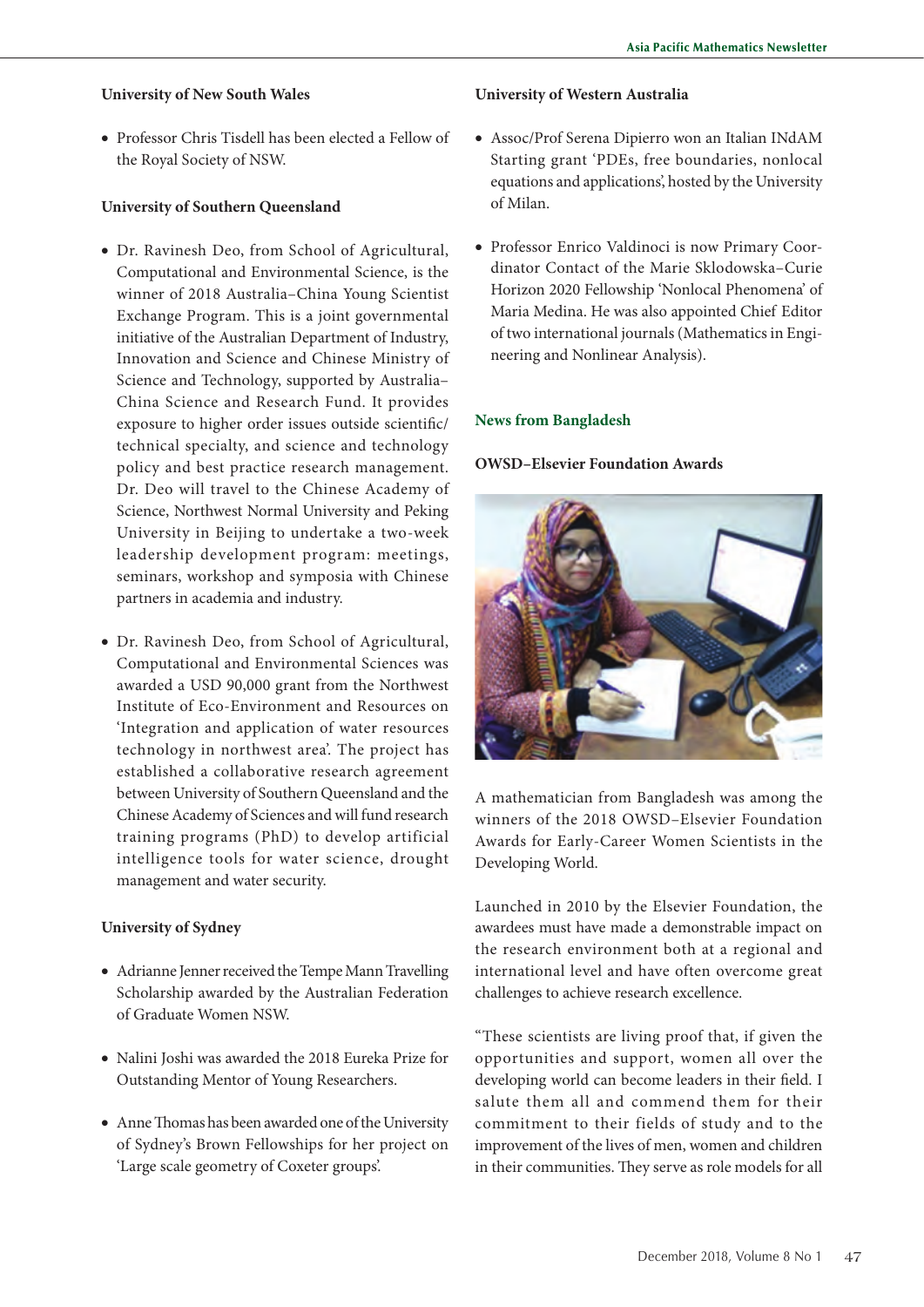**University of New South Wales**

- Professor Chris Tisdell has been elected a Fellow of the Royal Society of NSW.

**University of Southern Queensland**

- Dr. Ravinesh Deo, from School of Agricultural, Computational and Environmental Science, is the winner of 2018 Australia–China Young Scientist Exchange Program. This is a joint governmental initiative of the Australian Department of Industry, Innovation and Science and Chinese Ministry of Science and Technology, supported by Australia–China Science and Research Fund. It provides exposure to higher order issues outside scientific/technical specialty, and science and technology policy and best practice research management. Dr. Deo will travel to the Chinese Academy of Science, Northwest Normal University and Peking University in Beijing to undertake a two-week leadership development program: meetings, seminars, workshop and symposia with Chinese partners in academia and industry.

- Dr. Ravinesh Deo, from School of Agricultural, Computational and Environmental Sciences was awarded a USD 90,000 grant from the Northwest Institute of Eco-Environment and Resources on 'Integration and application of water resources technology in northwest area'. The project has established a collaborative research agreement between University of Southern Queensland and the Chinese Academy of Sciences and will fund research training programs (PhD) to develop artificial intelligence tools for water science, drought management and water security.

**University of Sydney**

- Adrianne Jenner received the Tempe Mann Travelling Scholarship awarded by the Australian Federation of Graduate Women NSW.

- Nalini Joshi was awarded the 2018 Eureka Prize for Outstanding Mentor of Young Researchers.

- Anne Thomas has been awarded one of the University of Sydney's Brown Fellowships for her project on 'Large scale geometry of Coxeter groups'.

**University of Western Australia**

- Assoc/Prof Serena Dipierro won an Italian INdAM Starting grant 'PDEs, free boundaries, nonlocal equations and applications', hosted by the University of Milan.

- Professor Enrico Valdinoci is now Primary Coordinator Contact of the Marie Sklodowska–Curie Horizon 2020 Fellowship 'Nonlocal Phenomena' of Maria Medina. He was also appointed Chief Editor of two international journals (Mathematics in Engineering and Nonlinear Analysis).

## News from Bangladesh

**OWSD–Elsevier Foundation Awards**

A mathematician from Bangladesh was among the winners of the 2018 OWSD–Elsevier Foundation Awards for Early-Career Women Scientists in the Developing World.

Launched in 2010 by the Elsevier Foundation, the awardees must have made a demonstrable impact on the research environment both at a regional and international level and have often overcome great challenges to achieve research excellence.

"These scientists are living proof that, if given the opportunities and support, women all over the developing world can become leaders in their field. I salute them all and commend them for their commitment to their fields of study and to the improvement of the lives of men, women and children in their communities. They serve as role models for all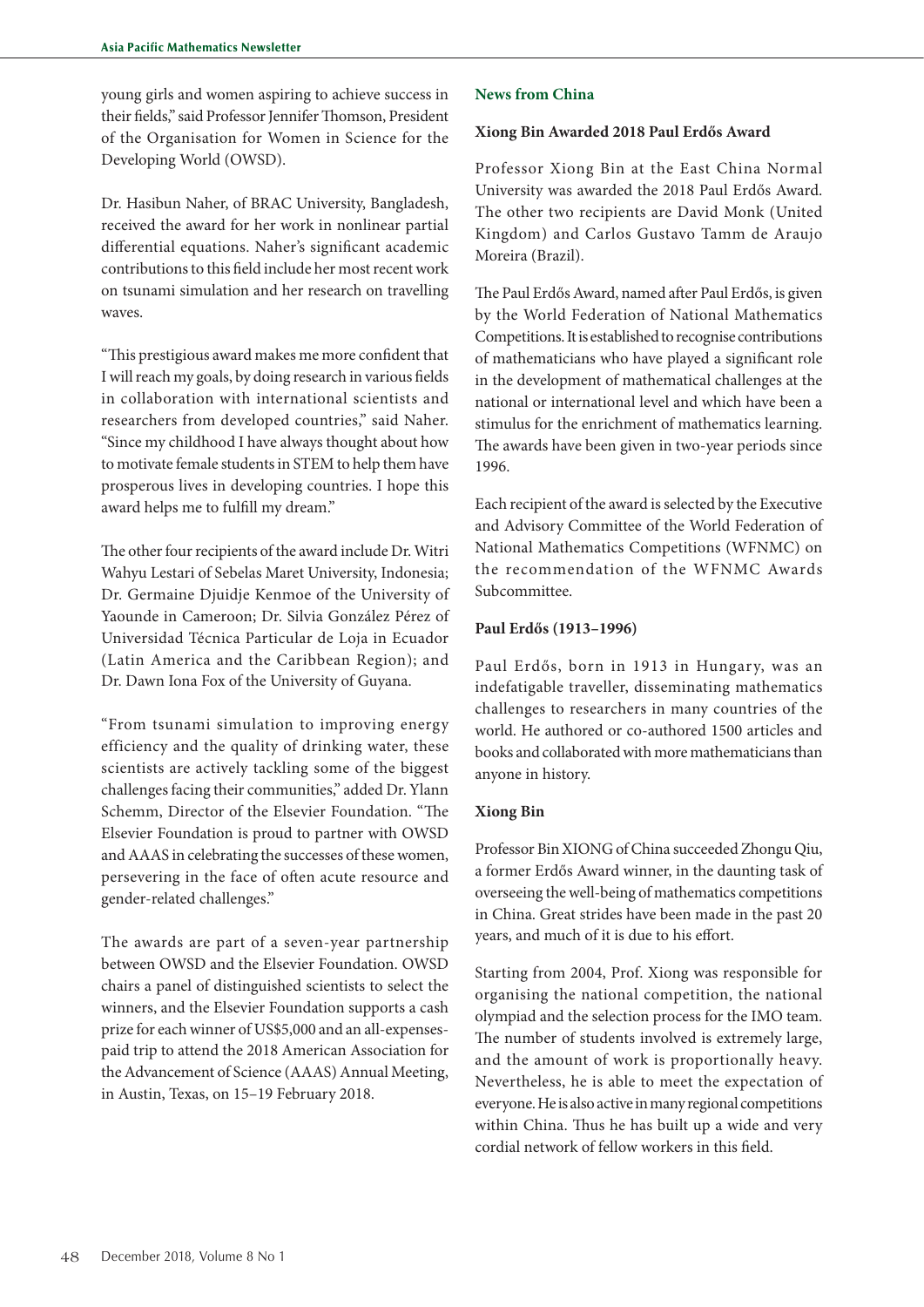young girls and women aspiring to achieve success in their fields," said Professor Jennifer Thomson, President of the Organisation for Women in Science for the Developing World (OWSD).

Dr. Hasibun Naher, of BRAC University, Bangladesh, received the award for her work in nonlinear partial differential equations. Naher's significant academic contributions to this field include her most recent work on tsunami simulation and her research on travelling waves.

"This prestigious award makes me more confident that I will reach my goals, by doing research in various fields in collaboration with international scientists and researchers from developed countries," said Naher. "Since my childhood I have always thought about how to motivate female students in STEM to help them have prosperous lives in developing countries. I hope this award helps me to fulfill my dream."

The other four recipients of the award include Dr. Witri Wahyu Lestari of Sebelas Maret University, Indonesia; Dr. Germaine Djuidje Kenmoe of the University of Yaounde in Cameroon; Dr. Silvia González Pérez of Universidad Técnica Particular de Loja in Ecuador (Latin America and the Caribbean Region); and Dr. Dawn Iona Fox of the University of Guyana.

"From tsunami simulation to improving energy efficiency and the quality of drinking water, these scientists are actively tackling some of the biggest challenges facing their communities," added Dr. Ylann Schemm, Director of the Elsevier Foundation. "The Elsevier Foundation is proud to partner with OWSD and AAAS in celebrating the successes of these women, persevering in the face of often acute resource and gender-related challenges."

The awards are part of a seven-year partnership between OWSD and the Elsevier Foundation. OWSD chairs a panel of distinguished scientists to select the winners, and the Elsevier Foundation supports a cash prize for each winner of US$5,000 and an all-expenses-paid trip to attend the 2018 American Association for the Advancement of Science (AAAS) Annual Meeting, in Austin, Texas, on 15–19 February 2018.

## News from China

### Xiong Bin Awarded 2018 Paul Erdős Award

Professor Xiong Bin at the East China Normal University was awarded the 2018 Paul Erdős Award. The other two recipients are David Monk (United Kingdom) and Carlos Gustavo Tamm de Araujo Moreira (Brazil).

The Paul Erdős Award, named after Paul Erdős, is given by the World Federation of National Mathematics Competitions. It is established to recognise contributions of mathematicians who have played a significant role in the development of mathematical challenges at the national or international level and which have been a stimulus for the enrichment of mathematics learning. The awards have been given in two-year periods since 1996.

Each recipient of the award is selected by the Executive and Advisory Committee of the World Federation of National Mathematics Competitions (WFNMC) on the recommendation of the WFNMC Awards Subcommittee.

### Paul Erdős (1913–1996)

Paul Erdős, born in 1913 in Hungary, was an indefatigable traveller, disseminating mathematics challenges to researchers in many countries of the world. He authored or co-authored 1500 articles and books and collaborated with more mathematicians than anyone in history.

### Xiong Bin

Professor Bin XIONG of China succeeded Zhongu Qiu, a former Erdős Award winner, in the daunting task of overseeing the well-being of mathematics competitions in China. Great strides have been made in the past 20 years, and much of it is due to his effort.

Starting from 2004, Prof. Xiong was responsible for organising the national competition, the national olympiad and the selection process for the IMO team. The number of students involved is extremely large, and the amount of work is proportionally heavy. Nevertheless, he is able to meet the expectation of everyone. He is also active in many regional competitions within China. Thus he has built up a wide and very cordial network of fellow workers in this field.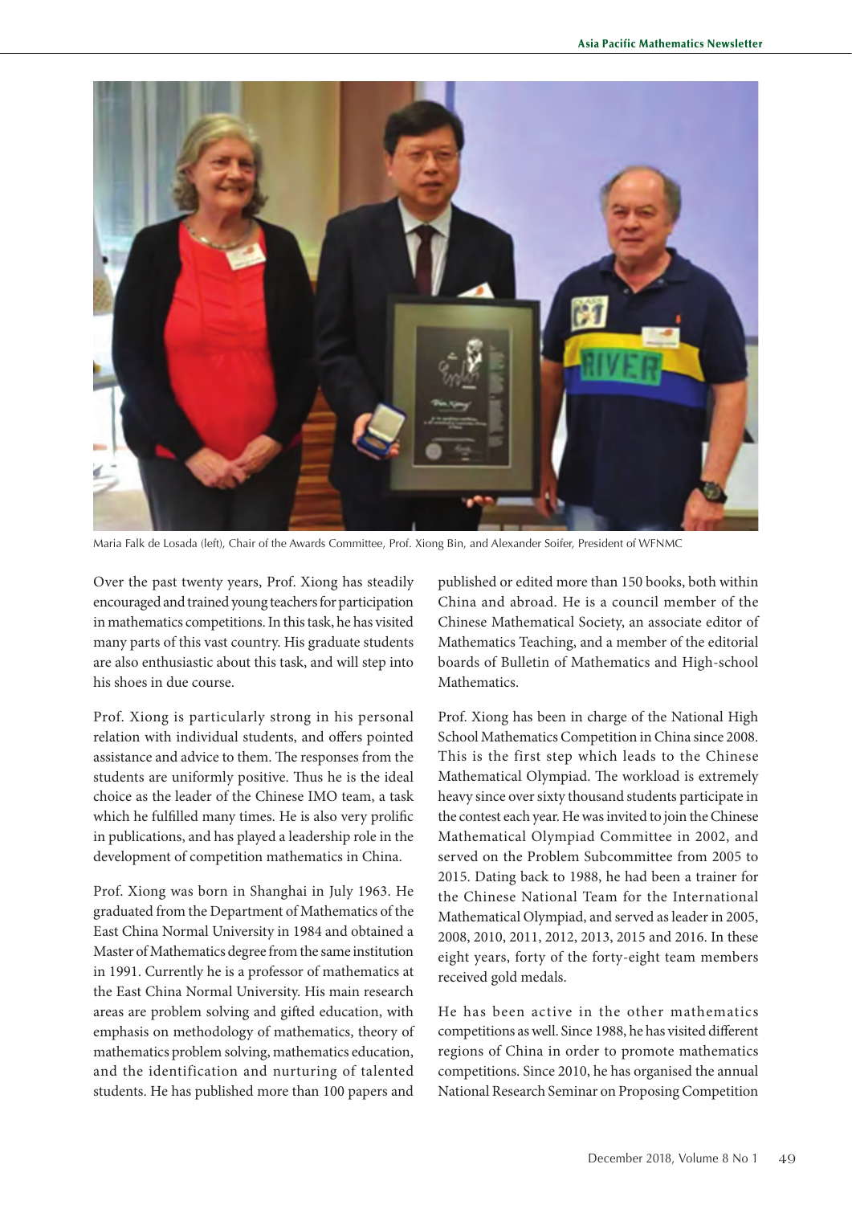Maria Falk de Losada (left), Chair of the Awards Committee, Prof. Xiong Bin, and Alexander Soifer, President of WFNMC

Over the past twenty years, Prof. Xiong has steadily encouraged and trained young teachers for participation in mathematics competitions. In this task, he has visited many parts of this vast country. His graduate students are also enthusiastic about this task, and will step into his shoes in due course.

Prof. Xiong is particularly strong in his personal relation with individual students, and offers pointed assistance and advice to them. The responses from the students are uniformly positive. Thus he is the ideal choice as the leader of the Chinese IMO team, a task which he fulfilled many times. He is also very prolific in publications, and has played a leadership role in the development of competition mathematics in China.

Prof. Xiong was born in Shanghai in July 1963. He graduated from the Department of Mathematics of the East China Normal University in 1984 and obtained a Master of Mathematics degree from the same institution in 1991. Currently he is a professor of mathematics at the East China Normal University. His main research areas are problem solving and gifted education, with emphasis on methodology of mathematics, theory of mathematics problem solving, mathematics education, and the identification and nurturing of talented students. He has published more than 100 papers and published or edited more than 150 books, both within China and abroad. He is a council member of the Chinese Mathematical Society, an associate editor of Mathematics Teaching, and a member of the editorial boards of Bulletin of Mathematics and High-school Mathematics.

Prof. Xiong has been in charge of the National High School Mathematics Competition in China since 2008. This is the first step which leads to the Chinese Mathematical Olympiad. The workload is extremely heavy since over sixty thousand students participate in the contest each year. He was invited to join the Chinese Mathematical Olympiad Committee in 2002, and served on the Problem Subcommittee from 2005 to 2015. Dating back to 1988, he had been a trainer for the Chinese National Team for the International Mathematical Olympiad, and served as leader in 2005, 2008, 2010, 2011, 2012, 2013, 2015 and 2016. In these eight years, forty of the forty-eight team members received gold medals.

He has been active in the other mathematics competitions as well. Since 1988, he has visited different regions of China in order to promote mathematics competitions. Since 2010, he has organised the annual National Research Seminar on Proposing Competition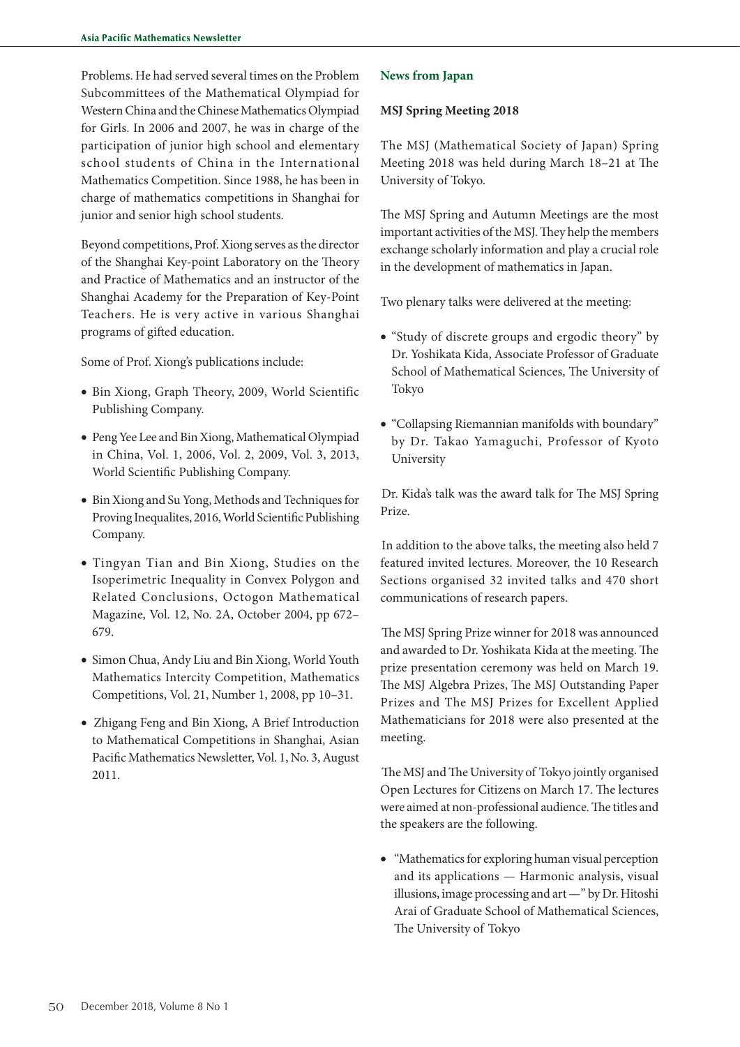Problems. He had served several times on the Problem Subcommittees of the Mathematical Olympiad for Western China and the Chinese Mathematics Olympiad for Girls. In 2006 and 2007, he was in charge of the participation of junior high school and elementary school students of China in the International Mathematics Competition. Since 1988, he has been in charge of mathematics competitions in Shanghai for junior and senior high school students.

Beyond competitions, Prof. Xiong serves as the director of the Shanghai Key-point Laboratory on the Theory and Practice of Mathematics and an instructor of the Shanghai Academy for the Preparation of Key-Point Teachers. He is very active in various Shanghai programs of gifted education.

Some of Prof. Xiong's publications include:

- Bin Xiong, Graph Theory, 2009, World Scientific Publishing Company.
- Peng Yee Lee and Bin Xiong, Mathematical Olympiad in China, Vol. 1, 2006, Vol. 2, 2009, Vol. 3, 2013, World Scientific Publishing Company.
- Bin Xiong and Su Yong, Methods and Techniques for Proving Inequalites, 2016, World Scientific Publishing Company.
- Tingyan Tian and Bin Xiong, Studies on the Isoperimetric Inequality in Convex Polygon and Related Conclusions, Octogon Mathematical Magazine, Vol. 12, No. 2A, October 2004, pp 672–679.
- Simon Chua, Andy Liu and Bin Xiong, World Youth Mathematics Intercity Competition, Mathematics Competitions, Vol. 21, Number 1, 2008, pp 10–31.
- Zhigang Feng and Bin Xiong, A Brief Introduction to Mathematical Competitions in Shanghai, Asian Pacific Mathematics Newsletter, Vol. 1, No. 3, August 2011.

## News from Japan

### MSJ Spring Meeting 2018

The MSJ (Mathematical Society of Japan) Spring Meeting 2018 was held during March 18–21 at The University of Tokyo.

The MSJ Spring and Autumn Meetings are the most important activities of the MSJ. They help the members exchange scholarly information and play a crucial role in the development of mathematics in Japan.

Two plenary talks were delivered at the meeting:

- "Study of discrete groups and ergodic theory" by Dr. Yoshikata Kida, Associate Professor of Graduate School of Mathematical Sciences, The University of Tokyo
- "Collapsing Riemannian manifolds with boundary" by Dr. Takao Yamaguchi, Professor of Kyoto University

Dr. Kida's talk was the award talk for The MSJ Spring Prize.

In addition to the above talks, the meeting also held 7 featured invited lectures. Moreover, the 10 Research Sections organised 32 invited talks and 470 short communications of research papers.

The MSJ Spring Prize winner for 2018 was announced and awarded to Dr. Yoshikata Kida at the meeting. The prize presentation ceremony was held on March 19. The MSJ Algebra Prizes, The MSJ Outstanding Paper Prizes and The MSJ Prizes for Excellent Applied Mathematicians for 2018 were also presented at the meeting.

The MSJ and The University of Tokyo jointly organised Open Lectures for Citizens on March 17. The lectures were aimed at non-professional audience. The titles and the speakers are the following.

- "Mathematics for exploring human visual perception and its applications — Harmonic analysis, visual illusions, image processing and art —" by Dr. Hitoshi Arai of Graduate School of Mathematical Sciences, The University of Tokyo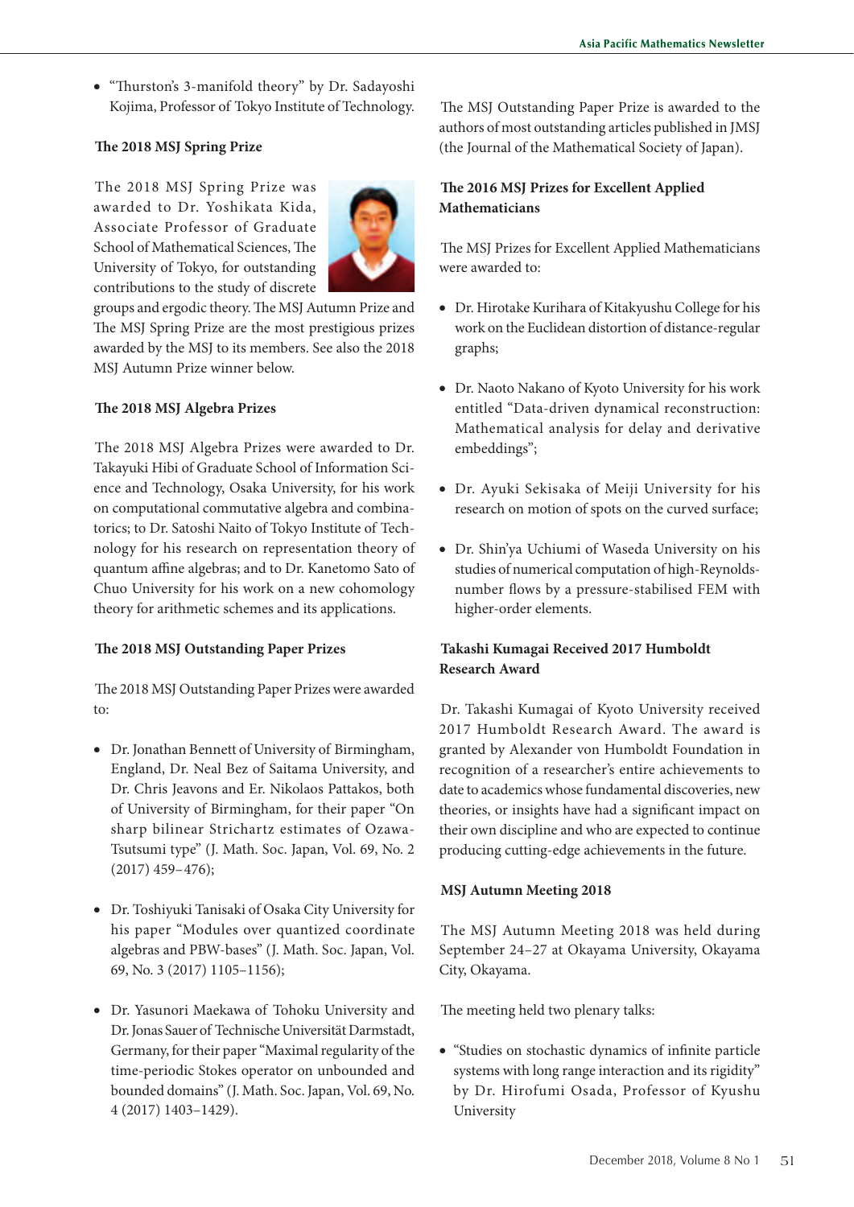- "Thurston's 3-manifold theory" by Dr. Sadayoshi Kojima, Professor of Tokyo Institute of Technology.

### The 2018 MSJ Spring Prize

The 2018 MSJ Spring Prize was awarded to Dr. Yoshikata Kida, Associate Professor of Graduate School of Mathematical Sciences, The University of Tokyo, for outstanding contributions to the study of discrete groups and ergodic theory. The MSJ Autumn Prize and The MSJ Spring Prize are the most prestigious prizes awarded by the MSJ to its members. See also the 2018 MSJ Autumn Prize winner below.

### The 2018 MSJ Algebra Prizes

The 2018 MSJ Algebra Prizes were awarded to Dr. Takayuki Hibi of Graduate School of Information Science and Technology, Osaka University, for his work on computational commutative algebra and combinatorics; to Dr. Satoshi Naito of Tokyo Institute of Technology for his research on representation theory of quantum affine algebras; and to Dr. Kanetomo Sato of Chuo University for his work on a new cohomology theory for arithmetic schemes and its applications.

### The 2018 MSJ Outstanding Paper Prizes

The 2018 MSJ Outstanding Paper Prizes were awarded to:

- Dr. Jonathan Bennett of University of Birmingham, England, Dr. Neal Bez of Saitama University, and Dr. Chris Jeavons and Er. Nikolaos Pattakos, both of University of Birmingham, for their paper "On sharp bilinear Strichartz estimates of Ozawa-Tsutsumi type" (J. Math. Soc. Japan, Vol. 69, No. 2 (2017) 459–476);

- Dr. Toshiyuki Tanisaki of Osaka City University for his paper "Modules over quantized coordinate algebras and PBW-bases" (J. Math. Soc. Japan, Vol. 69, No. 3 (2017) 1105–1156);

- Dr. Yasunori Maekawa of Tohoku University and Dr. Jonas Sauer of Technische Universität Darmstadt, Germany, for their paper "Maximal regularity of the time-periodic Stokes operator on unbounded and bounded domains" (J. Math. Soc. Japan, Vol. 69, No. 4 (2017) 1403–1429).

The MSJ Outstanding Paper Prize is awarded to the authors of most outstanding articles published in JMSJ (the Journal of the Mathematical Society of Japan).

### The 2016 MSJ Prizes for Excellent Applied Mathematicians

The MSJ Prizes for Excellent Applied Mathematicians were awarded to:

- Dr. Hirotake Kurihara of Kitakyushu College for his work on the Euclidean distortion of distance-regular graphs;

- Dr. Naoto Nakano of Kyoto University for his work entitled "Data-driven dynamical reconstruction: Mathematical analysis for delay and derivative embeddings";

- Dr. Ayuki Sekisaka of Meiji University for his research on motion of spots on the curved surface;

- Dr. Shin'ya Uchiumi of Waseda University on his studies of numerical computation of high-Reynolds-number flows by a pressure-stabilised FEM with higher-order elements.

### Takashi Kumagai Received 2017 Humboldt Research Award

Dr. Takashi Kumagai of Kyoto University received 2017 Humboldt Research Award. The award is granted by Alexander von Humboldt Foundation in recognition of a researcher's entire achievements to date to academics whose fundamental discoveries, new theories, or insights have had a significant impact on their own discipline and who are expected to continue producing cutting-edge achievements in the future.

### MSJ Autumn Meeting 2018

The MSJ Autumn Meeting 2018 was held during September 24–27 at Okayama University, Okayama City, Okayama.

The meeting held two plenary talks:

- "Studies on stochastic dynamics of infinite particle systems with long range interaction and its rigidity" by Dr. Hirofumi Osada, Professor of Kyushu University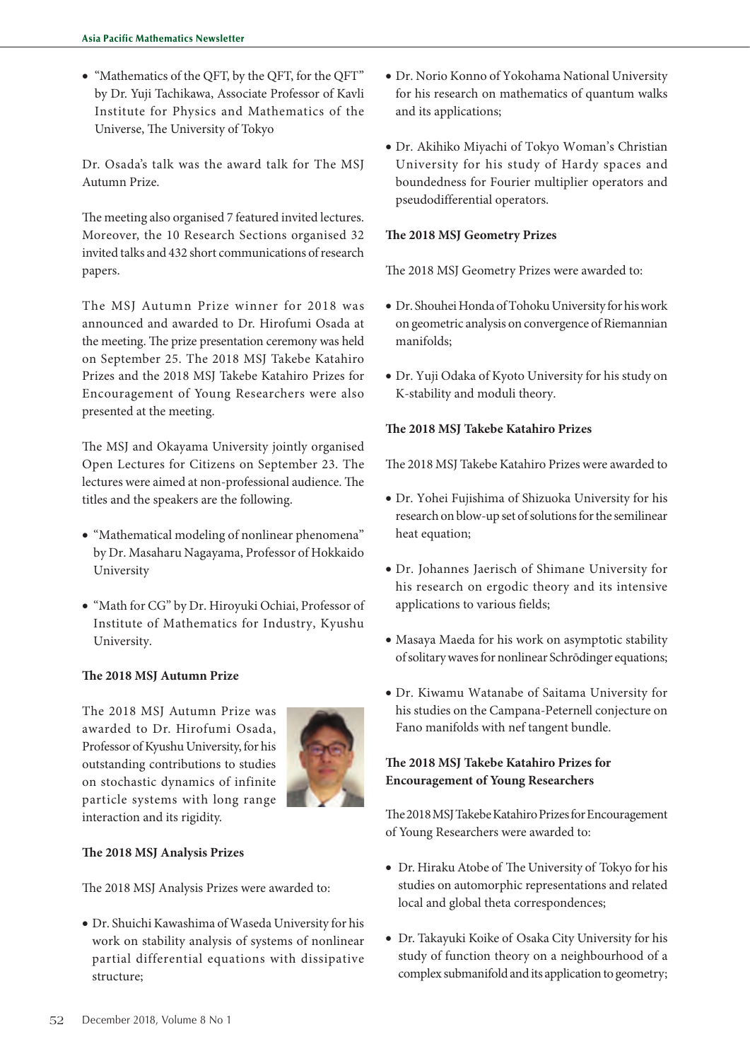- "Mathematics of the QFT, by the QFT, for the QFT" by Dr. Yuji Tachikawa, Associate Professor of Kavli Institute for Physics and Mathematics of the Universe, The University of Tokyo

Dr. Osada's talk was the award talk for The MSJ Autumn Prize.

The meeting also organised 7 featured invited lectures. Moreover, the 10 Research Sections organised 32 invited talks and 432 short communications of research papers.

The MSJ Autumn Prize winner for 2018 was announced and awarded to Dr. Hirofumi Osada at the meeting. The prize presentation ceremony was held on September 25. The 2018 MSJ Takebe Katahiro Prizes and the 2018 MSJ Takebe Katahiro Prizes for Encouragement of Young Researchers were also presented at the meeting.

The MSJ and Okayama University jointly organised Open Lectures for Citizens on September 23. The lectures were aimed at non-professional audience. The titles and the speakers are the following.

- "Mathematical modeling of nonlinear phenomena" by Dr. Masaharu Nagayama, Professor of Hokkaido University
- "Math for CG" by Dr. Hiroyuki Ochiai, Professor of Institute of Mathematics for Industry, Kyushu University.

**The 2018 MSJ Autumn Prize**

The 2018 MSJ Autumn Prize was awarded to Dr. Hirofumi Osada, Professor of Kyushu University, for his outstanding contributions to studies on stochastic dynamics of infinite particle systems with long range interaction and its rigidity.

**The 2018 MSJ Analysis Prizes**

The 2018 MSJ Analysis Prizes were awarded to:

- Dr. Shuichi Kawashima of Waseda University for his work on stability analysis of systems of nonlinear partial differential equations with dissipative structure;
- Dr. Norio Konno of Yokohama National University for his research on mathematics of quantum walks and its applications;
- Dr. Akihiko Miyachi of Tokyo Woman's Christian University for his study of Hardy spaces and boundedness for Fourier multiplier operators and pseudodifferential operators.

**The 2018 MSJ Geometry Prizes**

The 2018 MSJ Geometry Prizes were awarded to:

- Dr. Shouhei Honda of Tohoku University for his work on geometric analysis on convergence of Riemannian manifolds;
- Dr. Yuji Odaka of Kyoto University for his study on K-stability and moduli theory.

**The 2018 MSJ Takebe Katahiro Prizes**

The 2018 MSJ Takebe Katahiro Prizes were awarded to

- Dr. Yohei Fujishima of Shizuoka University for his research on blow-up set of solutions for the semilinear heat equation;
- Dr. Johannes Jaerisch of Shimane University for his research on ergodic theory and its intensive applications to various fields;
- Masaya Maeda for his work on asymptotic stability of solitary waves for nonlinear Schrödinger equations;
- Dr. Kiwamu Watanabe of Saitama University for his studies on the Campana-Peternell conjecture on Fano manifolds with nef tangent bundle.

**The 2018 MSJ Takebe Katahiro Prizes for Encouragement of Young Researchers**

The 2018 MSJ Takebe Katahiro Prizes for Encouragement of Young Researchers were awarded to:

- Dr. Hiraku Atobe of The University of Tokyo for his studies on automorphic representations and related local and global theta correspondences;
- Dr. Takayuki Koike of Osaka City University for his study of function theory on a neighbourhood of a complex submanifold and its application to geometry;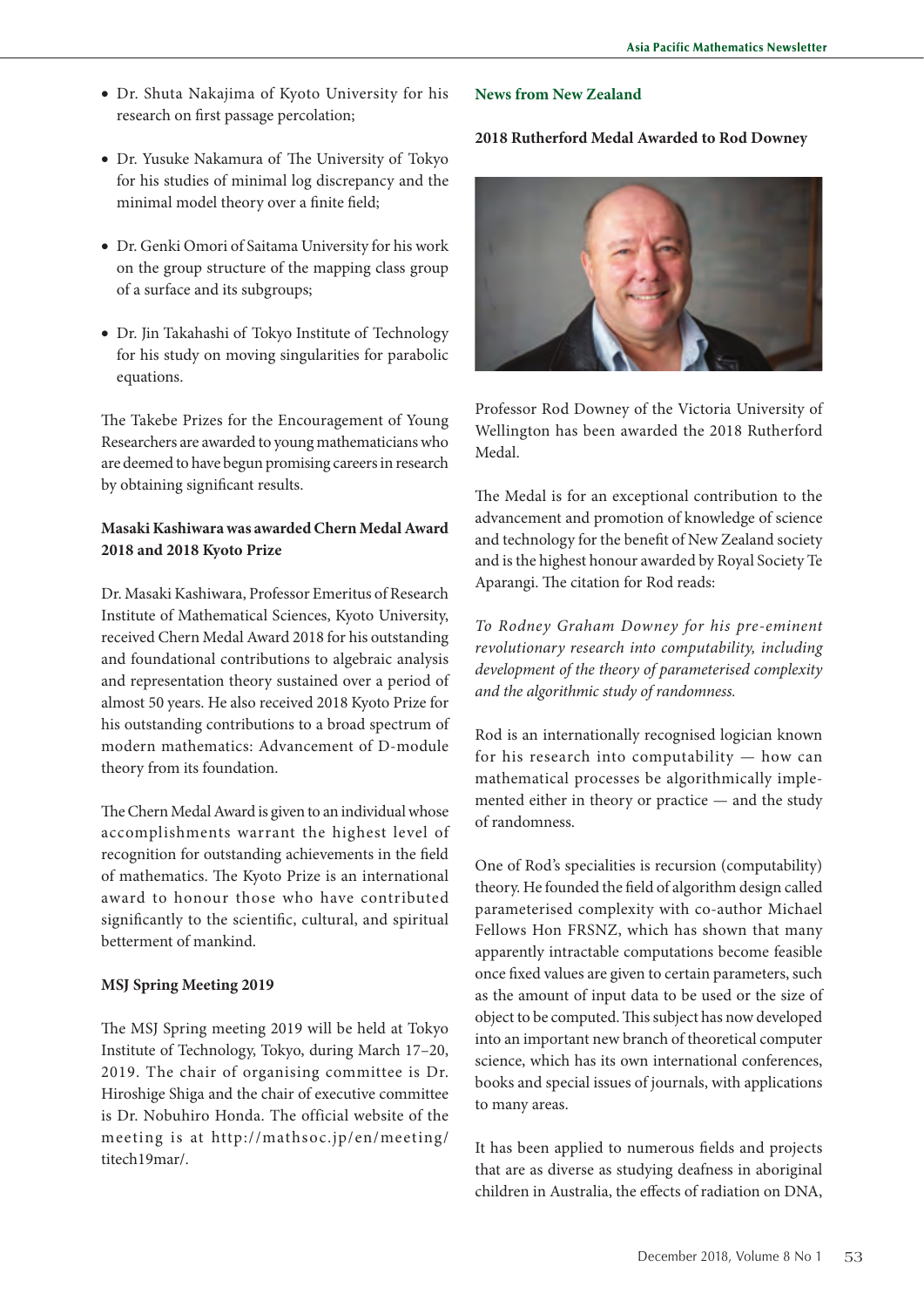- Dr. Shuta Nakajima of Kyoto University for his research on first passage percolation;
- Dr. Yusuke Nakamura of The University of Tokyo for his studies of minimal log discrepancy and the minimal model theory over a finite field;
- Dr. Genki Omori of Saitama University for his work on the group structure of the mapping class group of a surface and its subgroups;
- Dr. Jin Takahashi of Tokyo Institute of Technology for his study on moving singularities for parabolic equations.

The Takebe Prizes for the Encouragement of Young Researchers are awarded to young mathematicians who are deemed to have begun promising careers in research by obtaining significant results.

**Masaki Kashiwara was awarded Chern Medal Award 2018 and 2018 Kyoto Prize**

Dr. Masaki Kashiwara, Professor Emeritus of Research Institute of Mathematical Sciences, Kyoto University, received Chern Medal Award 2018 for his outstanding and foundational contributions to algebraic analysis and representation theory sustained over a period of almost 50 years. He also received 2018 Kyoto Prize for his outstanding contributions to a broad spectrum of modern mathematics: Advancement of D-module theory from its foundation.

The Chern Medal Award is given to an individual whose accomplishments warrant the highest level of recognition for outstanding achievements in the field of mathematics. The Kyoto Prize is an international award to honour those who have contributed significantly to the scientific, cultural, and spiritual betterment of mankind.

**MSJ Spring Meeting 2019**

The MSJ Spring meeting 2019 will be held at Tokyo Institute of Technology, Tokyo, during March 17–20, 2019. The chair of organising committee is Dr. Hiroshige Shiga and the chair of executive committee is Dr. Nobuhiro Honda. The official website of the meeting is at http://mathsoc.jp/en/meeting/titech19mar/.

## News from New Zealand

**2018 Rutherford Medal Awarded to Rod Downey**

Professor Rod Downey of the Victoria University of Wellington has been awarded the 2018 Rutherford Medal.

The Medal is for an exceptional contribution to the advancement and promotion of knowledge of science and technology for the benefit of New Zealand society and is the highest honour awarded by Royal Society Te Aparangi. The citation for Rod reads:

*To Rodney Graham Downey for his pre-eminent revolutionary research into computability, including development of the theory of parameterised complexity and the algorithmic study of randomness.*

Rod is an internationally recognised logician known for his research into computability — how can mathematical processes be algorithmically implemented either in theory or practice — and the study of randomness.

One of Rod's specialities is recursion (computability) theory. He founded the field of algorithm design called parameterised complexity with co-author Michael Fellows Hon FRSNZ, which has shown that many apparently intractable computations become feasible once fixed values are given to certain parameters, such as the amount of input data to be used or the size of object to be computed. This subject has now developed into an important new branch of theoretical computer science, which has its own international conferences, books and special issues of journals, with applications to many areas.

It has been applied to numerous fields and projects that are as diverse as studying deafness in aboriginal children in Australia, the effects of radiation on DNA,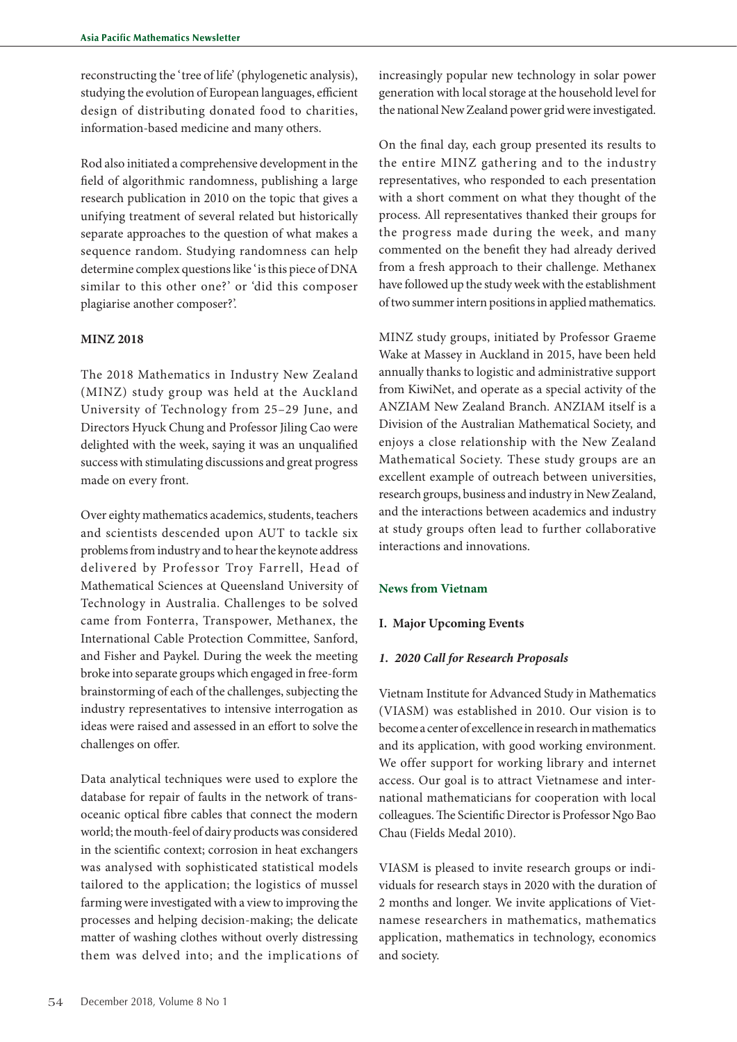reconstructing the 'tree of life' (phylogenetic analysis), studying the evolution of European languages, efficient design of distributing donated food to charities, information-based medicine and many others.

Rod also initiated a comprehensive development in the field of algorithmic randomness, publishing a large research publication in 2010 on the topic that gives a unifying treatment of several related but historically separate approaches to the question of what makes a sequence random. Studying randomness can help determine complex questions like 'is this piece of DNA similar to this other one?' or 'did this composer plagiarise another composer?'.

**MINZ 2018**

The 2018 Mathematics in Industry New Zealand (MINZ) study group was held at the Auckland University of Technology from 25–29 June, and Directors Hyuck Chung and Professor Jiling Cao were delighted with the week, saying it was an unqualified success with stimulating discussions and great progress made on every front.

Over eighty mathematics academics, students, teachers and scientists descended upon AUT to tackle six problems from industry and to hear the keynote address delivered by Professor Troy Farrell, Head of Mathematical Sciences at Queensland University of Technology in Australia. Challenges to be solved came from Fonterra, Transpower, Methanex, the International Cable Protection Committee, Sanford, and Fisher and Paykel. During the week the meeting broke into separate groups which engaged in free-form brainstorming of each of the challenges, subjecting the industry representatives to intensive interrogation as ideas were raised and assessed in an effort to solve the challenges on offer.

Data analytical techniques were used to explore the database for repair of faults in the network of trans-oceanic optical fibre cables that connect the modern world; the mouth-feel of dairy products was considered in the scientific context; corrosion in heat exchangers was analysed with sophisticated statistical models tailored to the application; the logistics of mussel farming were investigated with a view to improving the processes and helping decision-making; the delicate matter of washing clothes without overly distressing them was delved into; and the implications of increasingly popular new technology in solar power generation with local storage at the household level for the national New Zealand power grid were investigated.

On the final day, each group presented its results to the entire MINZ gathering and to the industry representatives, who responded to each presentation with a short comment on what they thought of the process. All representatives thanked their groups for the progress made during the week, and many commented on the benefit they had already derived from a fresh approach to their challenge. Methanex have followed up the study week with the establishment of two summer intern positions in applied mathematics.

MINZ study groups, initiated by Professor Graeme Wake at Massey in Auckland in 2015, have been held annually thanks to logistic and administrative support from KiwiNet, and operate as a special activity of the ANZIAM New Zealand Branch. ANZIAM itself is a Division of the Australian Mathematical Society, and enjoys a close relationship with the New Zealand Mathematical Society. These study groups are an excellent example of outreach between universities, research groups, business and industry in New Zealand, and the interactions between academics and industry at study groups often lead to further collaborative interactions and innovations.

## News from Vietnam

**I. Major Upcoming Events**

***1. 2020 Call for Research Proposals***

Vietnam Institute for Advanced Study in Mathematics (VIASM) was established in 2010. Our vision is to become a center of excellence in research in mathematics and its application, with good working environment. We offer support for working library and internet access. Our goal is to attract Vietnamese and international mathematicians for cooperation with local colleagues. The Scientific Director is Professor Ngo Bao Chau (Fields Medal 2010).

VIASM is pleased to invite research groups or individuals for research stays in 2020 with the duration of 2 months and longer. We invite applications of Vietnamese researchers in mathematics, mathematics application, mathematics in technology, economics and society.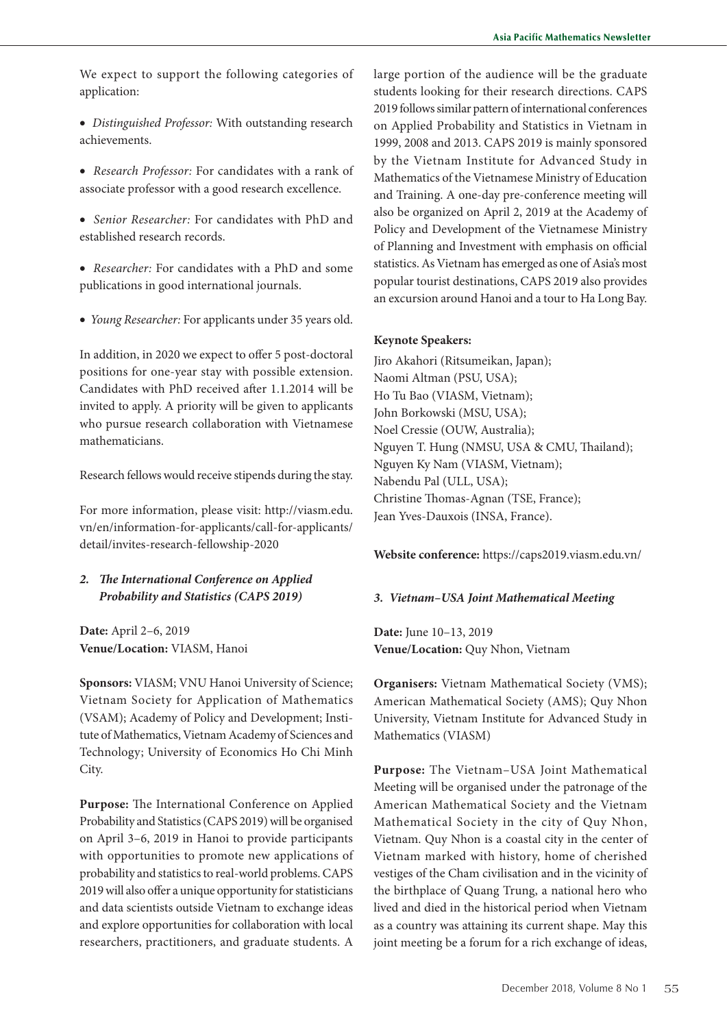We expect to support the following categories of application:

- *Distinguished Professor:* With outstanding research achievements.
- *Research Professor:* For candidates with a rank of associate professor with a good research excellence.
- *Senior Researcher:* For candidates with PhD and established research records.
- *Researcher:* For candidates with a PhD and some publications in good international journals.
- *Young Researcher:* For applicants under 35 years old.

In addition, in 2020 we expect to offer 5 post-doctoral positions for one-year stay with possible extension. Candidates with PhD received after 1.1.2014 will be invited to apply. A priority will be given to applicants who pursue research collaboration with Vietnamese mathematicians.

Research fellows would receive stipends during the stay.

For more information, please visit: http://viasm.edu.vn/en/information-for-applicants/call-for-applicants/detail/invites-research-fellowship-2020

### *2. The International Conference on Applied Probability and Statistics (CAPS 2019)*

**Date:** April 2–6, 2019
**Venue/Location:** VIASM, Hanoi

**Sponsors:** VIASM; VNU Hanoi University of Science; Vietnam Society for Application of Mathematics (VSAM); Academy of Policy and Development; Institute of Mathematics, Vietnam Academy of Sciences and Technology; University of Economics Ho Chi Minh City.

**Purpose:** The International Conference on Applied Probability and Statistics (CAPS 2019) will be organised on April 3–6, 2019 in Hanoi to provide participants with opportunities to promote new applications of probability and statistics to real-world problems. CAPS 2019 will also offer a unique opportunity for statisticians and data scientists outside Vietnam to exchange ideas and explore opportunities for collaboration with local researchers, practitioners, and graduate students. A large portion of the audience will be the graduate students looking for their research directions. CAPS 2019 follows similar pattern of international conferences on Applied Probability and Statistics in Vietnam in 1999, 2008 and 2013. CAPS 2019 is mainly sponsored by the Vietnam Institute for Advanced Study in Mathematics of the Vietnamese Ministry of Education and Training. A one-day pre-conference meeting will also be organized on April 2, 2019 at the Academy of Policy and Development of the Vietnamese Ministry of Planning and Investment with emphasis on official statistics. As Vietnam has emerged as one of Asia's most popular tourist destinations, CAPS 2019 also provides an excursion around Hanoi and a tour to Ha Long Bay.

**Keynote Speakers:**

Jiro Akahori (Ritsumeikan, Japan);
Naomi Altman (PSU, USA);
Ho Tu Bao (VIASM, Vietnam);
John Borkowski (MSU, USA);
Noel Cressie (OUW, Australia);
Nguyen T. Hung (NMSU, USA & CMU, Thailand);
Nguyen Ky Nam (VIASM, Vietnam);
Nabendu Pal (ULL, USA);
Christine Thomas-Agnan (TSE, France);
Jean Yves-Dauxois (INSA, France).

**Website conference:** https://caps2019.viasm.edu.vn/

### *3. Vietnam–USA Joint Mathematical Meeting*

**Date:** June 10–13, 2019
**Venue/Location:** Quy Nhon, Vietnam

**Organisers:** Vietnam Mathematical Society (VMS); American Mathematical Society (AMS); Quy Nhon University, Vietnam Institute for Advanced Study in Mathematics (VIASM)

**Purpose:** The Vietnam–USA Joint Mathematical Meeting will be organised under the patronage of the American Mathematical Society and the Vietnam Mathematical Society in the city of Quy Nhon, Vietnam. Quy Nhon is a coastal city in the center of Vietnam marked with history, home of cherished vestiges of the Cham civilisation and in the vicinity of the birthplace of Quang Trung, a national hero who lived and died in the historical period when Vietnam as a country was attaining its current shape. May this joint meeting be a forum for a rich exchange of ideas,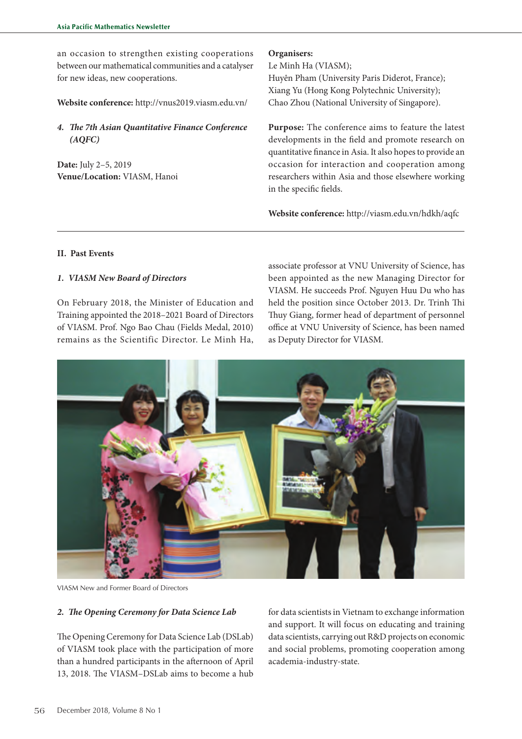an occasion to strengthen existing cooperations between our mathematical communities and a catalyser for new ideas, new cooperations.

**Website conference:** http://vnus2019.viasm.edu.vn/

### *4. The 7th Asian Quantitative Finance Conference (AQFC)*

**Date:** July 2–5, 2019
**Venue/Location:** VIASM, Hanoi

**Organisers:**
Le Minh Ha (VIASM);
Huyên Pham (University Paris Diderot, France);
Xiang Yu (Hong Kong Polytechnic University);
Chao Zhou (National University of Singapore).

**Purpose:** The conference aims to feature the latest developments in the field and promote research on quantitative finance in Asia. It also hopes to provide an occasion for interaction and cooperation among researchers within Asia and those elsewhere working in the specific fields.

**Website conference:** http://viasm.edu.vn/hdkh/aqfc

## II. Past Events

### *1. VIASM New Board of Directors*

On February 2018, the Minister of Education and Training appointed the 2018–2021 Board of Directors of VIASM. Prof. Ngo Bao Chau (Fields Medal, 2010) remains as the Scientific Director. Le Minh Ha, associate professor at VNU University of Science, has been appointed as the new Managing Director for VIASM. He succeeds Prof. Nguyen Huu Du who has held the position since October 2013. Dr. Trinh Thi Thuy Giang, former head of department of personnel office at VNU University of Science, has been named as Deputy Director for VIASM.

VIASM New and Former Board of Directors

### *2. The Opening Ceremony for Data Science Lab*

The Opening Ceremony for Data Science Lab (DSLab) of VIASM took place with the participation of more than a hundred participants in the afternoon of April 13, 2018. The VIASM–DSLab aims to become a hub for data scientists in Vietnam to exchange information and support. It will focus on educating and training data scientists, carrying out R&D projects on economic and social problems, promoting cooperation among academia-industry-state.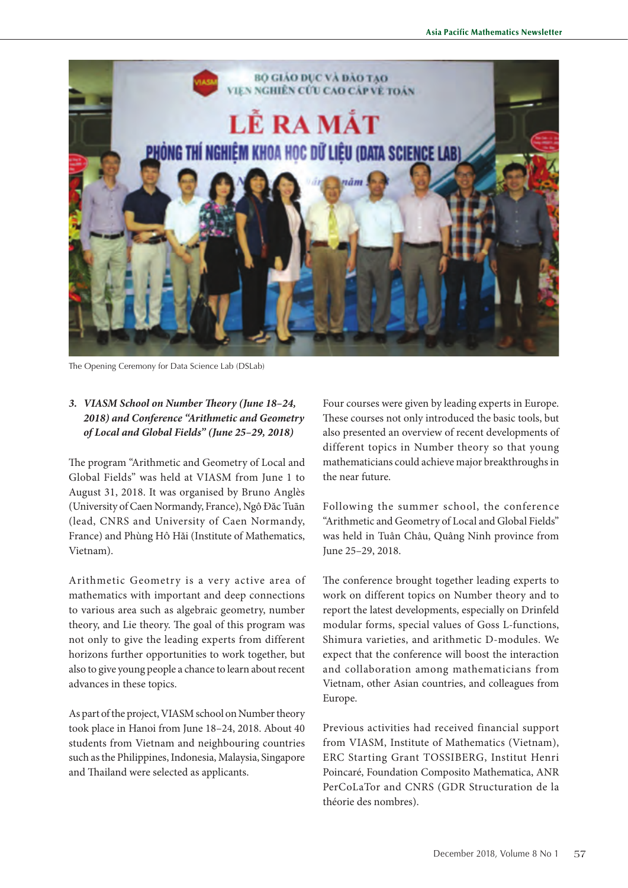The Opening Ceremony for Data Science Lab (DSLab)

### 3. *VIASM School on Number Theory (June 18–24, 2018) and Conference "Arithmetic and Geometry of Local and Global Fields" (June 25–29, 2018)*

The program "Arithmetic and Geometry of Local and Global Fields" was held at VIASM from June 1 to August 31, 2018. It was organised by Bruno Anglès (University of Caen Normandy, France), Ngô Đắc Tuấn (lead, CNRS and University of Caen Normandy, France) and Phùng Hô Hải (Institute of Mathematics, Vietnam).

Arithmetic Geometry is a very active area of mathematics with important and deep connections to various area such as algebraic geometry, number theory, and Lie theory. The goal of this program was not only to give the leading experts from different horizons further opportunities to work together, but also to give young people a chance to learn about recent advances in these topics.

As part of the project, VIASM school on Number theory took place in Hanoi from June 18–24, 2018. About 40 students from Vietnam and neighbouring countries such as the Philippines, Indonesia, Malaysia, Singapore and Thailand were selected as applicants.

Four courses were given by leading experts in Europe. These courses not only introduced the basic tools, but also presented an overview of recent developments of different topics in Number theory so that young mathematicians could achieve major breakthroughs in the near future.

Following the summer school, the conference "Arithmetic and Geometry of Local and Global Fields" was held in Tuần Châu, Quảng Ninh province from June 25–29, 2018.

The conference brought together leading experts to work on different topics on Number theory and to report the latest developments, especially on Drinfeld modular forms, special values of Goss L-functions, Shimura varieties, and arithmetic D-modules. We expect that the conference will boost the interaction and collaboration among mathematicians from Vietnam, other Asian countries, and colleagues from Europe.

Previous activities had received financial support from VIASM, Institute of Mathematics (Vietnam), ERC Starting Grant TOSSIBERG, Institut Henri Poincaré, Foundation Composito Mathematica, ANR PerCoLaTor and CNRS (GDR Structuration de la théorie des nombres).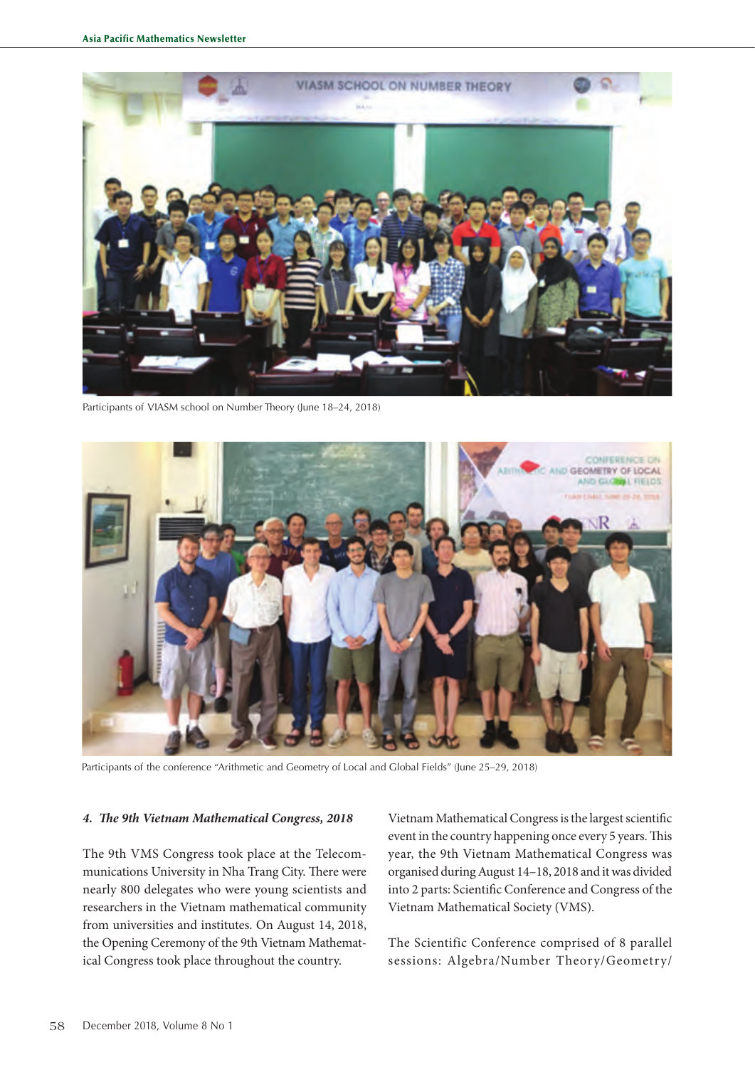Participants of VIASM school on Number Theory (June 18–24, 2018)

Participants of the conference "Arithmetic and Geometry of Local and Global Fields" (June 25–29, 2018)

### *4. The 9th Vietnam Mathematical Congress, 2018*

The 9th VMS Congress took place at the Telecommunications University in Nha Trang City. There were nearly 800 delegates who were young scientists and researchers in the Vietnam mathematical community from universities and institutes. On August 14, 2018, the Opening Ceremony of the 9th Vietnam Mathematical Congress took place throughout the country. Vietnam Mathematical Congress is the largest scientific event in the country happening once every 5 years. This year, the 9th Vietnam Mathematical Congress was organised during August 14–18, 2018 and it was divided into 2 parts: Scientific Conference and Congress of the Vietnam Mathematical Society (VMS).

The Scientific Conference comprised of 8 parallel sessions: Algebra/Number Theory/Geometry/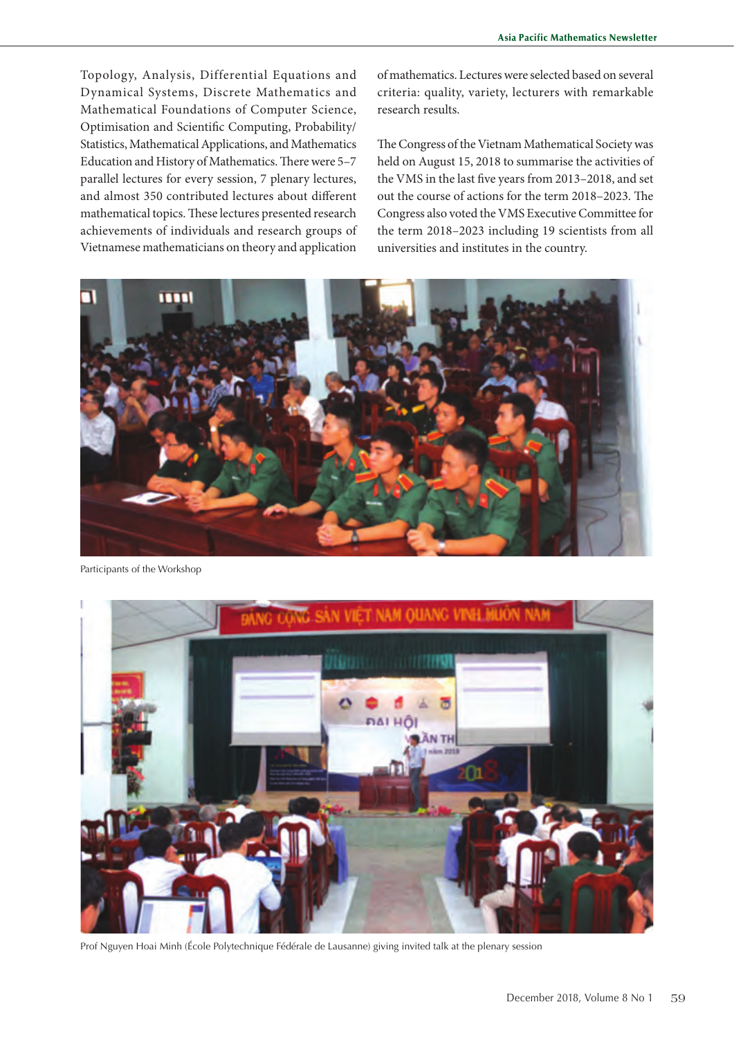Topology, Analysis, Differential Equations and Dynamical Systems, Discrete Mathematics and Mathematical Foundations of Computer Science, Optimisation and Scientific Computing, Probability/Statistics, Mathematical Applications, and Mathematics Education and History of Mathematics. There were 5–7 parallel lectures for every session, 7 plenary lectures, and almost 350 contributed lectures about different mathematical topics. These lectures presented research achievements of individuals and research groups of Vietnamese mathematicians on theory and application of mathematics. Lectures were selected based on several criteria: quality, variety, lecturers with remarkable research results.

The Congress of the Vietnam Mathematical Society was held on August 15, 2018 to summarise the activities of the VMS in the last five years from 2013–2018, and set out the course of actions for the term 2018–2023. The Congress also voted the VMS Executive Committee for the term 2018–2023 including 19 scientists from all universities and institutes in the country.

Participants of the Workshop

Prof Nguyen Hoai Minh (École Polytechnique Fédérale de Lausanne) giving invited talk at the plenary session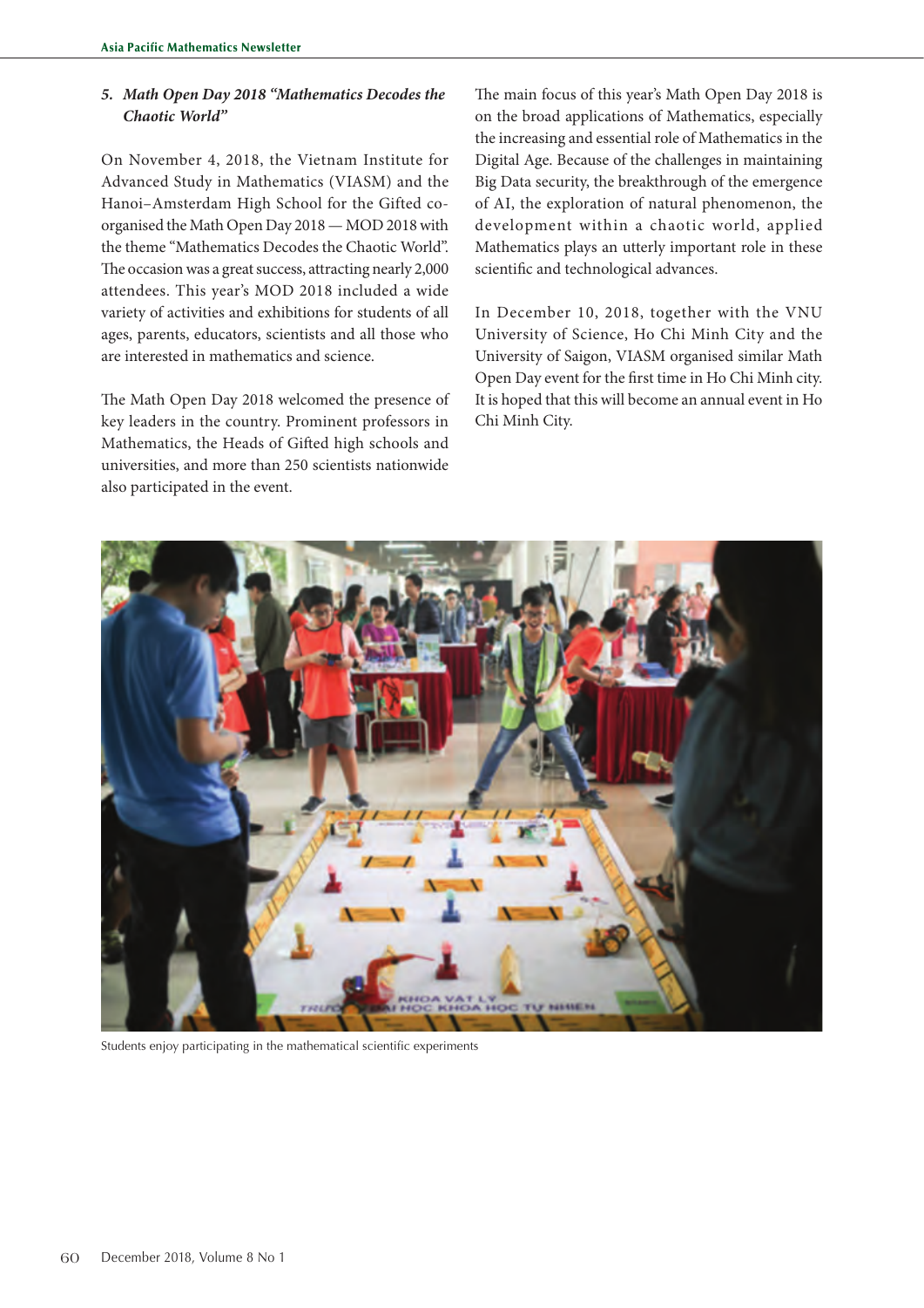### 5. *Math Open Day 2018 "Mathematics Decodes the Chaotic World"*

On November 4, 2018, the Vietnam Institute for Advanced Study in Mathematics (VIASM) and the Hanoi–Amsterdam High School for the Gifted co-organised the Math Open Day 2018 — MOD 2018 with the theme "Mathematics Decodes the Chaotic World". The occasion was a great success, attracting nearly 2,000 attendees. This year's MOD 2018 included a wide variety of activities and exhibitions for students of all ages, parents, educators, scientists and all those who are interested in mathematics and science.

The Math Open Day 2018 welcomed the presence of key leaders in the country. Prominent professors in Mathematics, the Heads of Gifted high schools and universities, and more than 250 scientists nationwide also participated in the event.

The main focus of this year's Math Open Day 2018 is on the broad applications of Mathematics, especially the increasing and essential role of Mathematics in the Digital Age. Because of the challenges in maintaining Big Data security, the breakthrough of the emergence of AI, the exploration of natural phenomenon, the development within a chaotic world, applied Mathematics plays an utterly important role in these scientific and technological advances.

In December 10, 2018, together with the VNU University of Science, Ho Chi Minh City and the University of Saigon, VIASM organised similar Math Open Day event for the first time in Ho Chi Minh city. It is hoped that this will become an annual event in Ho Chi Minh City.

Students enjoy participating in the mathematical scientific experiments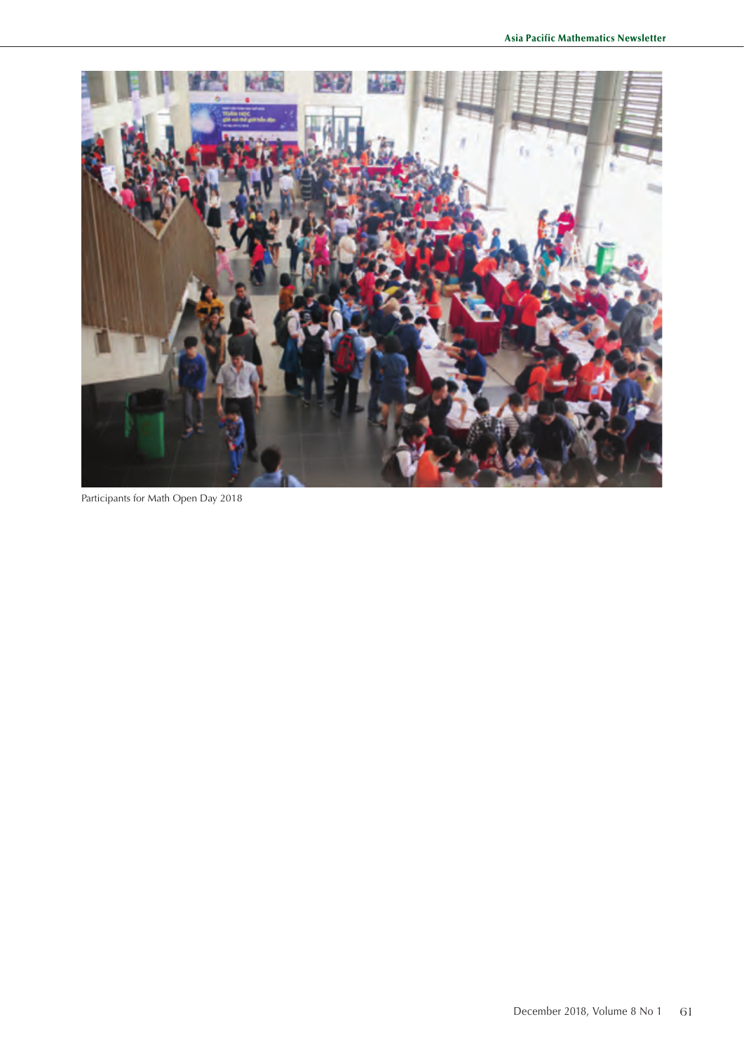Participants for Math Open Day 2018